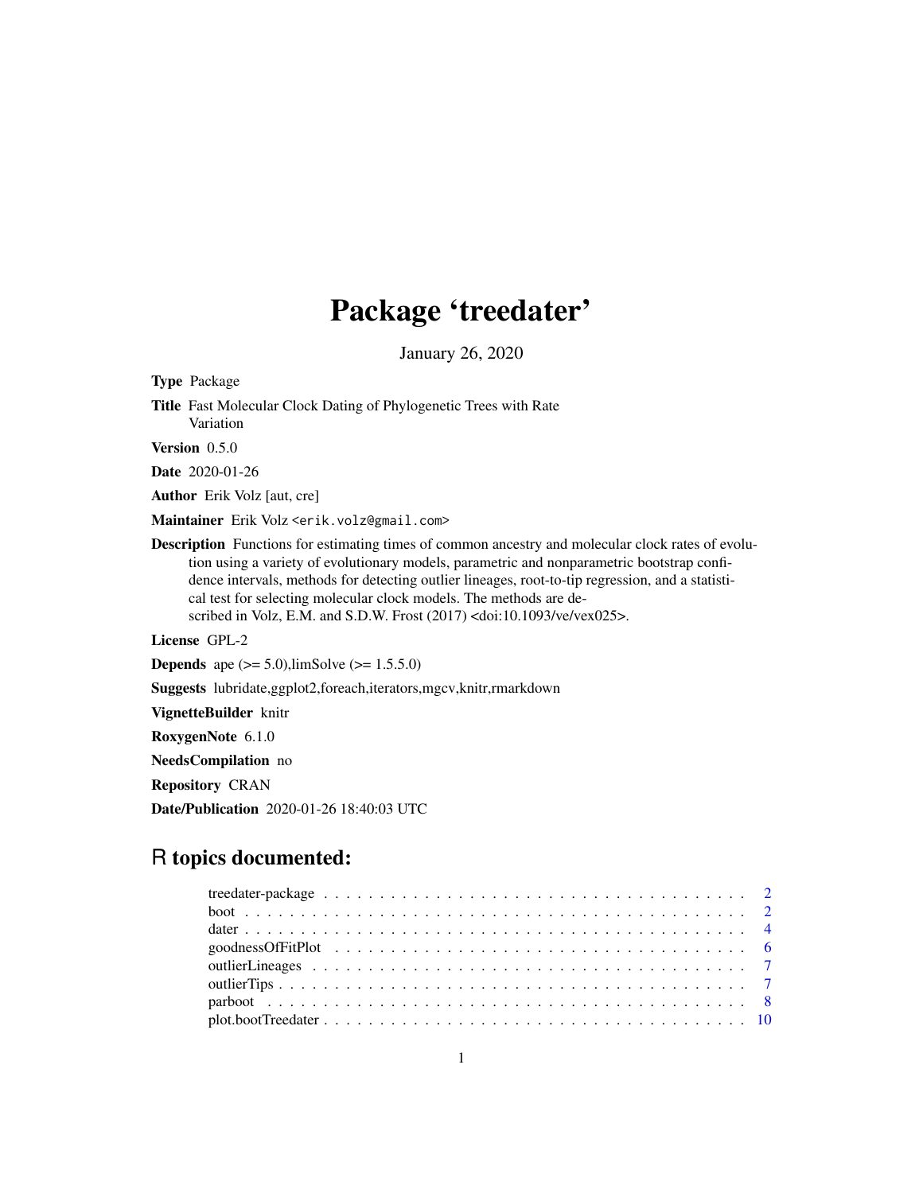# Package 'treedater'

January 26, 2020

**Type** Package

**Title** Fast Molecular Clock Dating of Phylogenetic Trees with Rate Variation

**Version** 0.5.0

**Date** 2020-01-26

**Author** Erik Volz [aut, cre]

**Maintainer** Erik Volz <erik.volz@gmail.com>

**Description** Functions for estimating times of common ancestry and molecular clock rates of evolution using a variety of evolutionary models, parametric and nonparametric bootstrap confidence intervals, methods for detecting outlier lineages, root-to-tip regression, and a statistical test for selecting molecular clock models. The methods are described in Volz, E.M. and S.D.W. Frost (2017) <doi:10.1093/ve/vex025>.

**License** GPL-2

**Depends** ape (>= 5.0),limSolve (>= 1.5.5.0)

**Suggests** lubridate,ggplot2,foreach,iterators,mgcv,knitr,rmarkdown

**VignetteBuilder** knitr

**RoxygenNote** 6.1.0

**NeedsCompilation** no

**Repository** CRAN

**Date/Publication** 2020-01-26 18:40:03 UTC

## R topics documented:

| | |
|---|---|
| treedater-package | 2 |
| boot | 2 |
| dater | 4 |
| goodnessOfFitPlot | 6 |
| outlierLineages | 7 |
| outlierTips | 7 |
| parboot | 8 |
| plot.bootTreedater | 10 |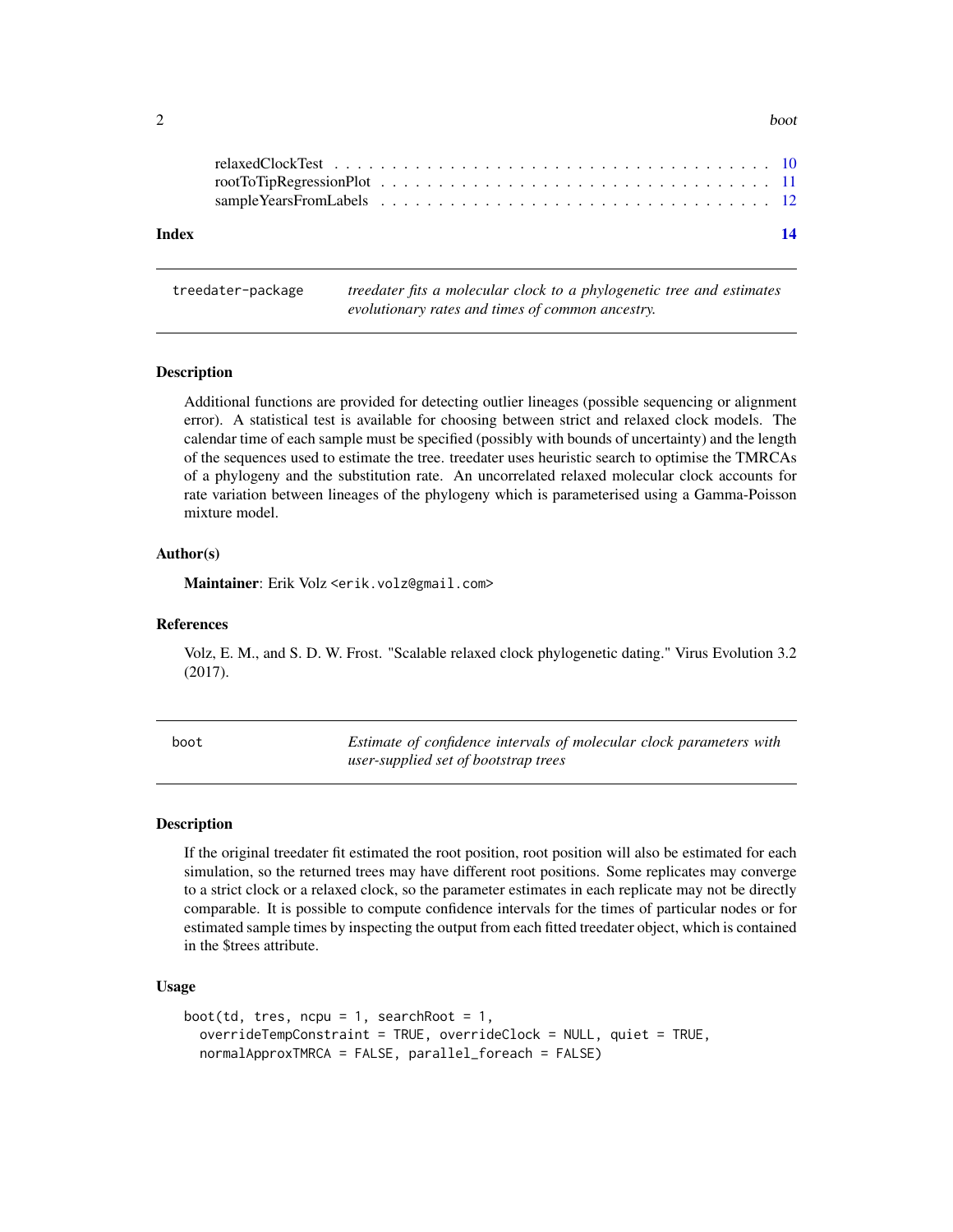relaxedClockTest . . . . . . . . . . . . . . . . . . . . . . . . . . . . . . . . . . . 10
rootToTipRegressionPlot . . . . . . . . . . . . . . . . . . . . . . . . . . . . . . . 11
sampleYearsFromLabels . . . . . . . . . . . . . . . . . . . . . . . . . . . . . . . 12

**Index** **14**

---

`treedater-package` *treedater fits a molecular clock to a phylogenetic tree and estimates evolutionary rates and times of common ancestry.*

---

### Description

Additional functions are provided for detecting outlier lineages (possible sequencing or alignment error). A statistical test is available for choosing between strict and relaxed clock models. The calendar time of each sample must be specified (possibly with bounds of uncertainty) and the length of the sequences used to estimate the tree. treedater uses heuristic search to optimise the TMRCAs of a phylogeny and the substitution rate. An uncorrelated relaxed molecular clock accounts for rate variation between lineages of the phylogeny which is parameterised using a Gamma-Poisson mixture model.

### Author(s)

**Maintainer**: Erik Volz <erik.volz@gmail.com>

### References

Volz, E. M., and S. D. W. Frost. "Scalable relaxed clock phylogenetic dating." Virus Evolution 3.2 (2017).

---

`boot` *Estimate of confidence intervals of molecular clock parameters with user-supplied set of bootstrap trees*

---

### Description

If the original treedater fit estimated the root position, root position will also be estimated for each simulation, so the returned trees may have different root positions. Some replicates may converge to a strict clock or a relaxed clock, so the parameter estimates in each replicate may not be directly comparable. It is possible to compute confidence intervals for the times of particular nodes or for estimated sample times by inspecting the output from each fitted treedater object, which is contained in the $trees attribute.

### Usage

```
boot(td, tres, ncpu = 1, searchRoot = 1,
  overrideTempConstraint = TRUE, overrideClock = NULL, quiet = TRUE,
  normalApproxTMRCA = FALSE, parallel_foreach = FALSE)
```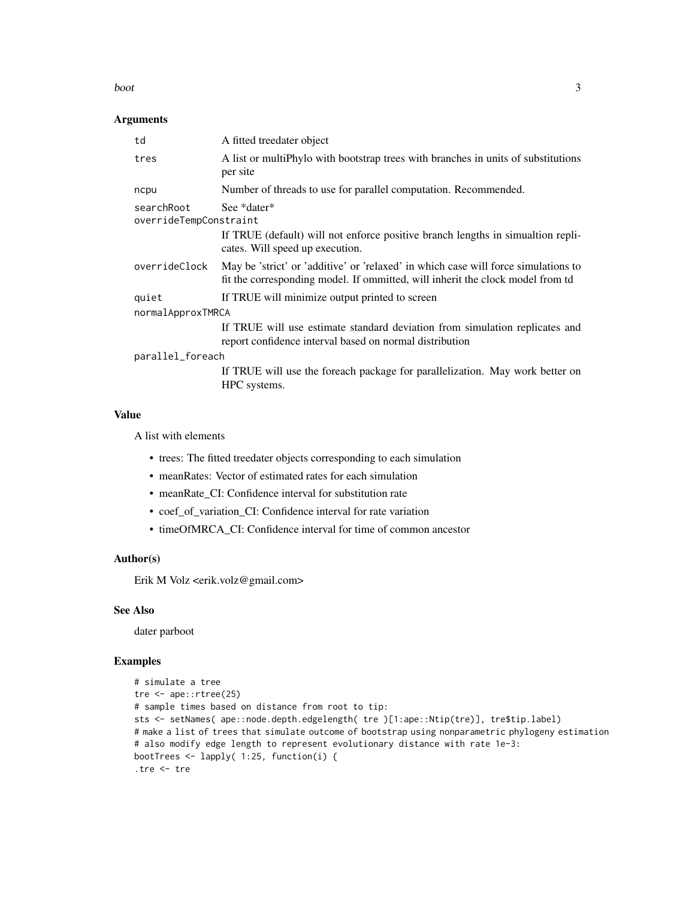## Arguments

| | |
|---|---|
| td | A fitted treedater object |
| tres | A list or multiPhylo with bootstrap trees with branches in units of substitutions per site |
| ncpu | Number of threads to use for parallel computation. Recommended. |
| searchRoot | See *dater* |
| overrideTempConstraint | If TRUE (default) will not enforce positive branch lengths in simualtion replicates. Will speed up execution. |
| overrideClock | May be 'strict' or 'additive' or 'relaxed' in which case will force simulations to fit the corresponding model. If ommitted, will inherit the clock model from td |
| quiet | If TRUE will minimize output printed to screen |
| normalApproxTMRCA | If TRUE will use estimate standard deviation from simulation replicates and report confidence interval based on normal distribution |
| parallel_foreach | If TRUE will use the foreach package for parallelization. May work better on HPC systems. |

## Value

A list with elements

- trees: The fitted treedater objects corresponding to each simulation
- meanRates: Vector of estimated rates for each simulation
- meanRate_CI: Confidence interval for substitution rate
- coef_of_variation_CI: Confidence interval for rate variation
- timeOfMRCA_CI: Confidence interval for time of common ancestor

## Author(s)

Erik M Volz <erik.volz@gmail.com>

## See Also

dater parboot

## Examples

```
# simulate a tree
tre <- ape::rtree(25)
# sample times based on distance from root to tip:
sts <- setNames( ape::node.depth.edgelength( tre )[1:ape::Ntip(tre)], tre$tip.label)
# make a list of trees that simulate outcome of bootstrap using nonparametric phylogeny estimation
# also modify edge length to represent evolutionary distance with rate 1e-3:
bootTrees <- lapply( 1:25, function(i) {
.tre <- tre
```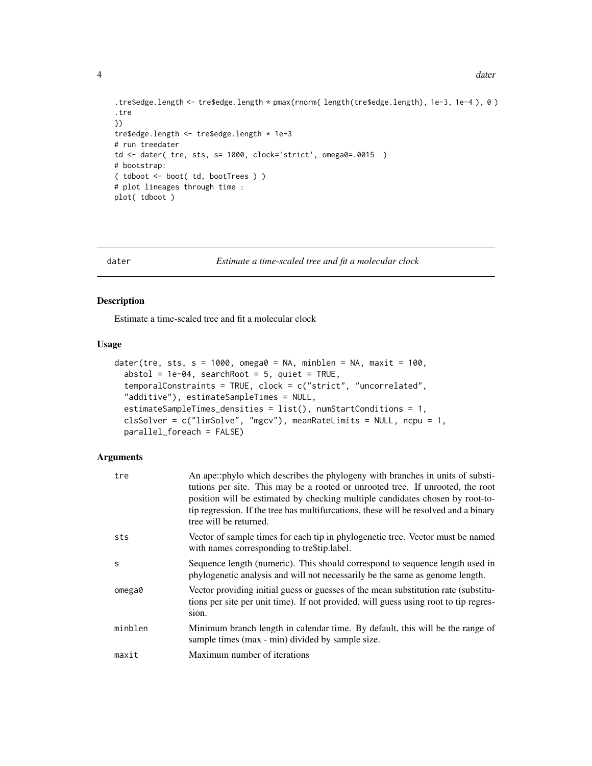```
.tre$edge.length <- tre$edge.length * pmax(rnorm( length(tre$edge.length), 1e-3, 1e-4 ), 0 )
.tre
})
tre$edge.length <- tre$edge.length * 1e-3
# run treedater
td <- dater( tre, sts, s= 1000, clock='strict', omega0=.0015  )
# bootstrap:
( tdboot <- boot( td, bootTrees ) )
# plot lineages through time :
plot( tdboot )
```

---

## dater — *Estimate a time-scaled tree and fit a molecular clock*

### Description

Estimate a time-scaled tree and fit a molecular clock

### Usage

```
dater(tre, sts, s = 1000, omega0 = NA, minblen = NA, maxit = 100,
  abstol = 1e-04, searchRoot = 5, quiet = TRUE,
  temporalConstraints = TRUE, clock = c("strict", "uncorrelated",
  "additive"), estimateSampleTimes = NULL,
  estimateSampleTimes_densities = list(), numStartConditions = 1,
  clsSolver = c("limSolve", "mgcv"), meanRateLimits = NULL, ncpu = 1,
  parallel_foreach = FALSE)
```

### Arguments

| | |
|---|---|
| tre | An ape::phylo which describes the phylogeny with branches in units of substitutions per site. This may be a rooted or unrooted tree. If unrooted, the root position will be estimated by checking multiple candidates chosen by root-to-tip regression. If the tree has multifurcations, these will be resolved and a binary tree will be returned. |
| sts | Vector of sample times for each tip in phylogenetic tree. Vector must be named with names corresponding to tre$tip.label. |
| s | Sequence length (numeric). This should correspond to sequence length used in phylogenetic analysis and will not necessarily be the same as genome length. |
| omega0 | Vector providing initial guess or guesses of the mean substitution rate (substitutions per site per unit time). If not provided, will guess using root to tip regression. |
| minblen | Minimum branch length in calendar time. By default, this will be the range of sample times (max - min) divided by sample size. |
| maxit | Maximum number of iterations |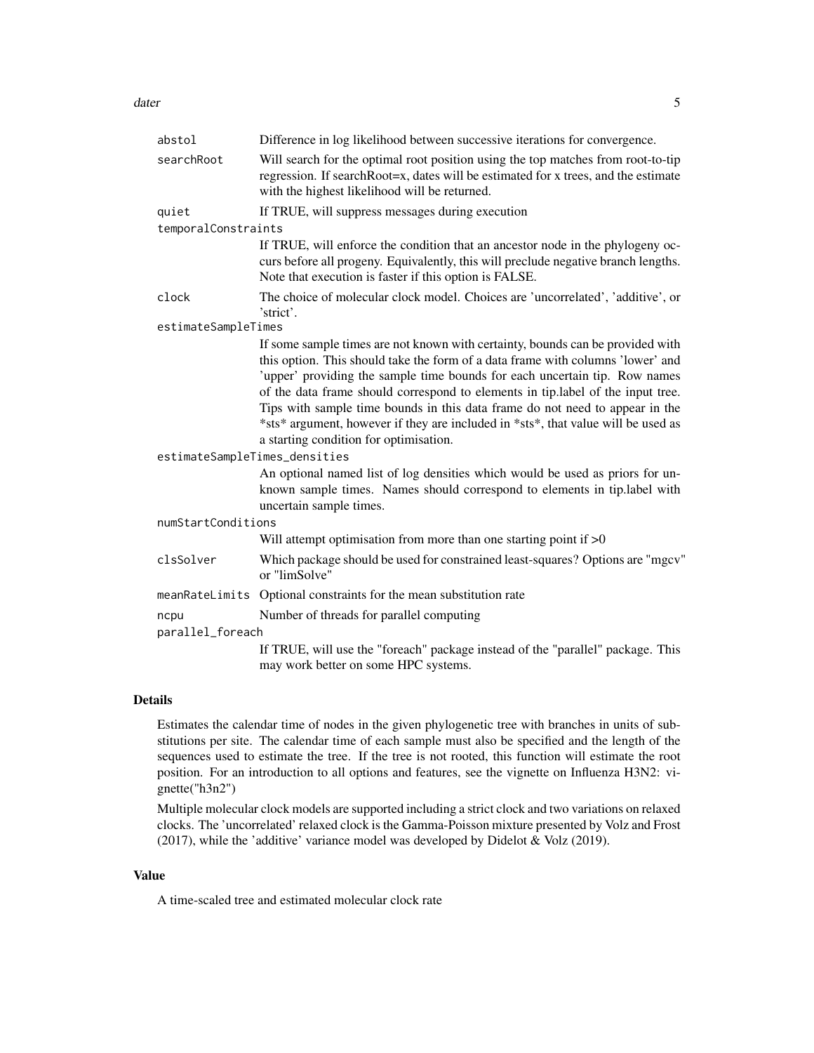| | |
|---|---|
| abstol | Difference in log likelihood between successive iterations for convergence. |
| searchRoot | Will search for the optimal root position using the top matches from root-to-tip regression. If searchRoot=x, dates will be estimated for x trees, and the estimate with the highest likelihood will be returned. |
| quiet | If TRUE, will suppress messages during execution |
| temporalConstraints | If TRUE, will enforce the condition that an ancestor node in the phylogeny occurs before all progeny. Equivalently, this will preclude negative branch lengths. Note that execution is faster if this option is FALSE. |
| clock | The choice of molecular clock model. Choices are 'uncorrelated', 'additive', or 'strict'. |
| estimateSampleTimes | If some sample times are not known with certainty, bounds can be provided with this option. This should take the form of a data frame with columns 'lower' and 'upper' providing the sample time bounds for each uncertain tip. Row names of the data frame should correspond to elements in tip.label of the input tree. Tips with sample time bounds in this data frame do not need to appear in the *sts* argument, however if they are included in *sts*, that value will be used as a starting condition for optimisation. |
| estimateSampleTimes_densities | An optional named list of log densities which would be used as priors for unknown sample times. Names should correspond to elements in tip.label with uncertain sample times. |
| numStartConditions | Will attempt optimisation from more than one starting point if >0 |
| clsSolver | Which package should be used for constrained least-squares? Options are "mgcv" or "limSolve" |
| meanRateLimits | Optional constraints for the mean substitution rate |
| ncpu | Number of threads for parallel computing |
| parallel_foreach | If TRUE, will use the "foreach" package instead of the "parallel" package. This may work better on some HPC systems. |

## Details

Estimates the calendar time of nodes in the given phylogenetic tree with branches in units of substitutions per site. The calendar time of each sample must also be specified and the length of the sequences used to estimate the tree. If the tree is not rooted, this function will estimate the root position. For an introduction to all options and features, see the vignette on Influenza H3N2: vignette("h3n2")

Multiple molecular clock models are supported including a strict clock and two variations on relaxed clocks. The 'uncorrelated' relaxed clock is the Gamma-Poisson mixture presented by Volz and Frost (2017), while the 'additive' variance model was developed by Didelot & Volz (2019).

## Value

A time-scaled tree and estimated molecular clock rate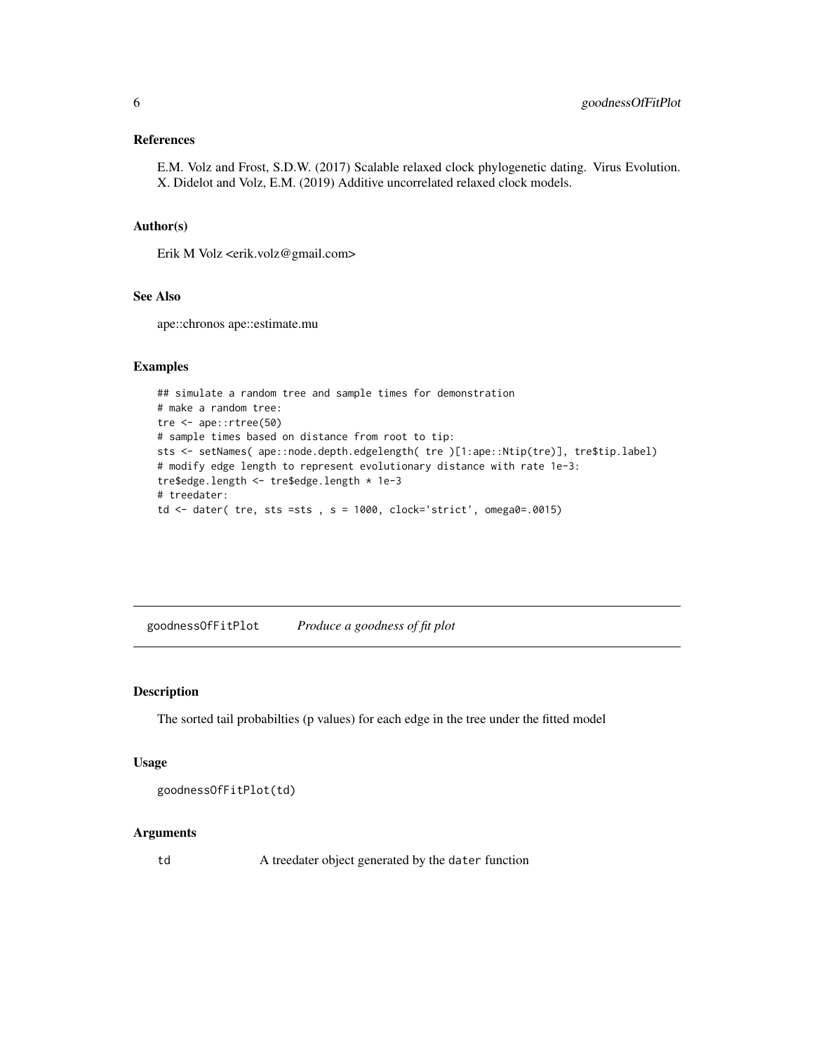### References

E.M. Volz and Frost, S.D.W. (2017) Scalable relaxed clock phylogenetic dating. Virus Evolution.
X. Didelot and Volz, E.M. (2019) Additive uncorrelated relaxed clock models.

### Author(s)

Erik M Volz <erik.volz@gmail.com>

### See Also

ape::chronos ape::estimate.mu

### Examples

```
## simulate a random tree and sample times for demonstration
# make a random tree:
tre <- ape::rtree(50)
# sample times based on distance from root to tip:
sts <- setNames( ape::node.depth.edgelength( tre )[1:ape::Ntip(tre)], tre$tip.label)
# modify edge length to represent evolutionary distance with rate 1e-3:
tre$edge.length <- tre$edge.length * 1e-3
# treedater:
td <- dater( tre, sts =sts , s = 1000, clock='strict', omega0=.0015)
```

---

## goodnessOfFitPlot    *Produce a goodness of fit plot*

---

### Description

The sorted tail probabilties (p values) for each edge in the tree under the fitted model

### Usage

```
goodnessOfFitPlot(td)
```

### Arguments

| | |
|---|---|
| td | A treedater object generated by the dater function |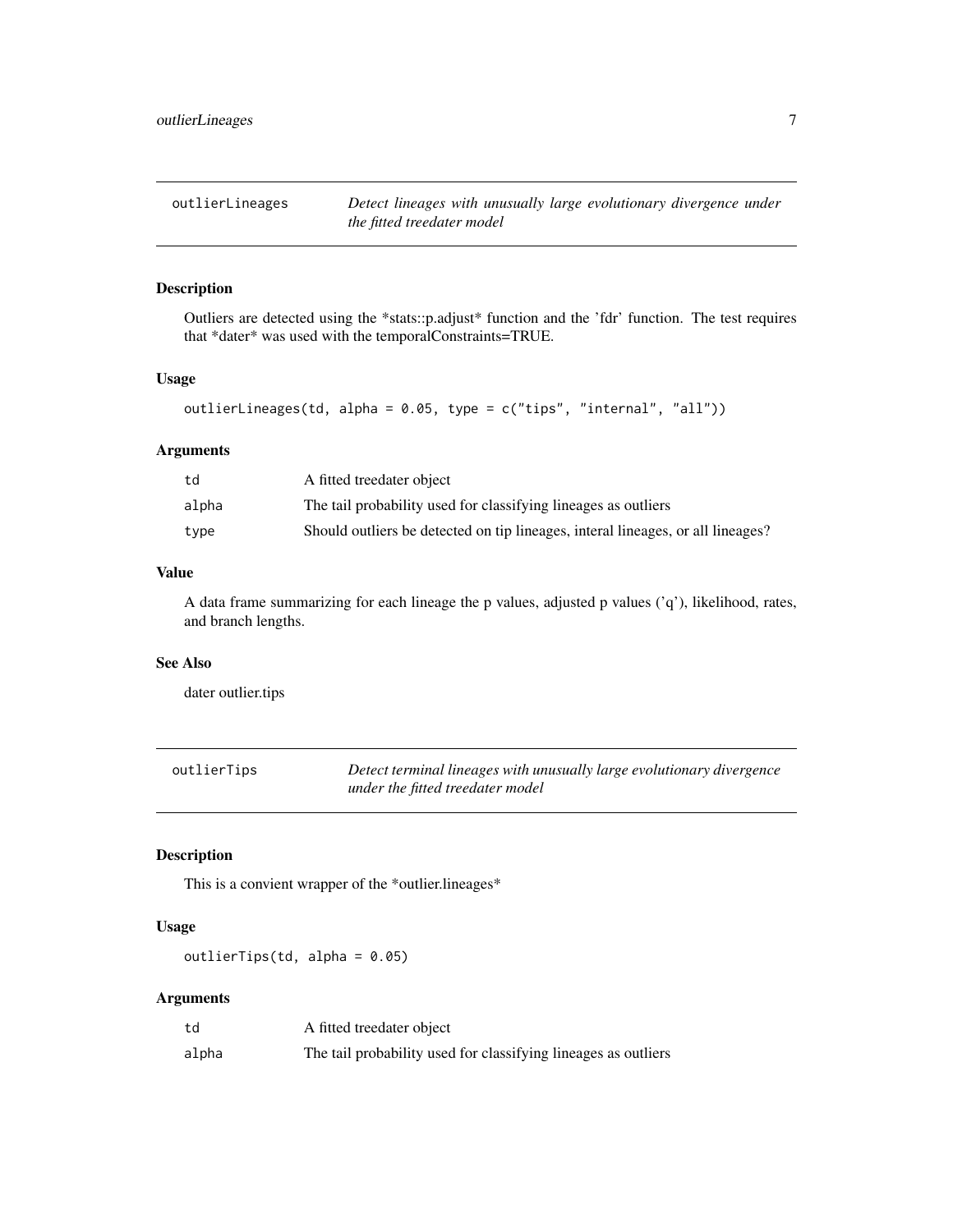## outlierLineages — *Detect lineages with unusually large evolutionary divergence under the fitted treedater model*

### Description

Outliers are detected using the *stats::p.adjust* function and the 'fdr' function. The test requires that *dater* was used with the temporalConstraints=TRUE.

### Usage

```
outlierLineages(td, alpha = 0.05, type = c("tips", "internal", "all"))
```

### Arguments

| | |
|---|---|
| td | A fitted treedater object |
| alpha | The tail probability used for classifying lineages as outliers |
| type | Should outliers be detected on tip lineages, interal lineages, or all lineages? |

### Value

A data frame summarizing for each lineage the p values, adjusted p values ('q'), likelihood, rates, and branch lengths.

### See Also

dater outlier.tips

## outlierTips — *Detect terminal lineages with unusually large evolutionary divergence under the fitted treedater model*

### Description

This is a convient wrapper of the *outlier.lineages*

### Usage

```
outlierTips(td, alpha = 0.05)
```

### Arguments

| | |
|---|---|
| td | A fitted treedater object |
| alpha | The tail probability used for classifying lineages as outliers |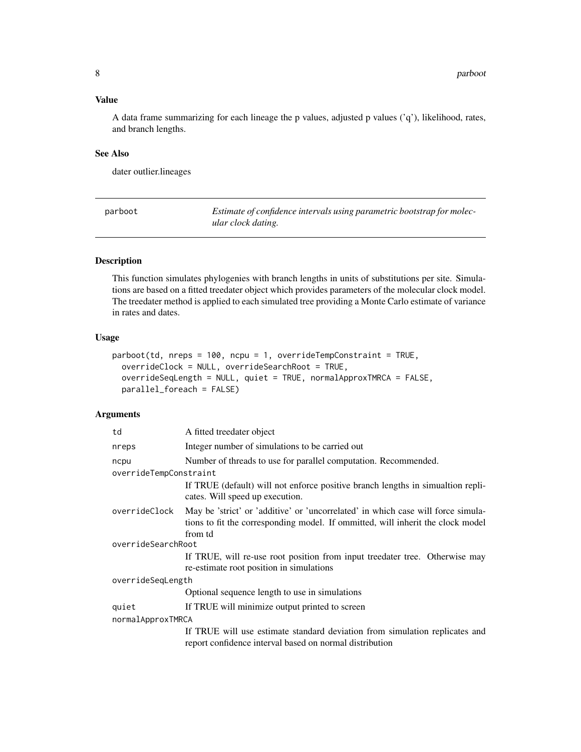### Value

A data frame summarizing for each lineage the p values, adjusted p values ('q'), likelihood, rates, and branch lengths.

### See Also

dater outlier.lineages

## parboot — *Estimate of confidence intervals using parametric bootstrap for molecular clock dating.*

### Description

This function simulates phylogenies with branch lengths in units of substitutions per site. Simulations are based on a fitted treedater object which provides parameters of the molecular clock model. The treedater method is applied to each simulated tree providing a Monte Carlo estimate of variance in rates and dates.

### Usage

```
parboot(td, nreps = 100, ncpu = 1, overrideTempConstraint = TRUE,
  overrideClock = NULL, overrideSearchRoot = TRUE,
  overrideSeqLength = NULL, quiet = TRUE, normalApproxTMRCA = FALSE,
  parallel_foreach = FALSE)
```

### Arguments

| | |
|---|---|
| `td` | A fitted treedater object |
| `nreps` | Integer number of simulations to be carried out |
| `ncpu` | Number of threads to use for parallel computation. Recommended. |
| `overrideTempConstraint` | If TRUE (default) will not enforce positive branch lengths in simualtion replicates. Will speed up execution. |
| `overrideClock` | May be 'strict' or 'additive' or 'uncorrelated' in which case will force simulations to fit the corresponding model. If ommitted, will inherit the clock model from td |
| `overrideSearchRoot` | If TRUE, will re-use root position from input treedater tree. Otherwise may re-estimate root position in simulations |
| `overrideSeqLength` | Optional sequence length to use in simulations |
| `quiet` | If TRUE will minimize output printed to screen |
| `normalApproxTMRCA` | If TRUE will use estimate standard deviation from simulation replicates and report confidence interval based on normal distribution |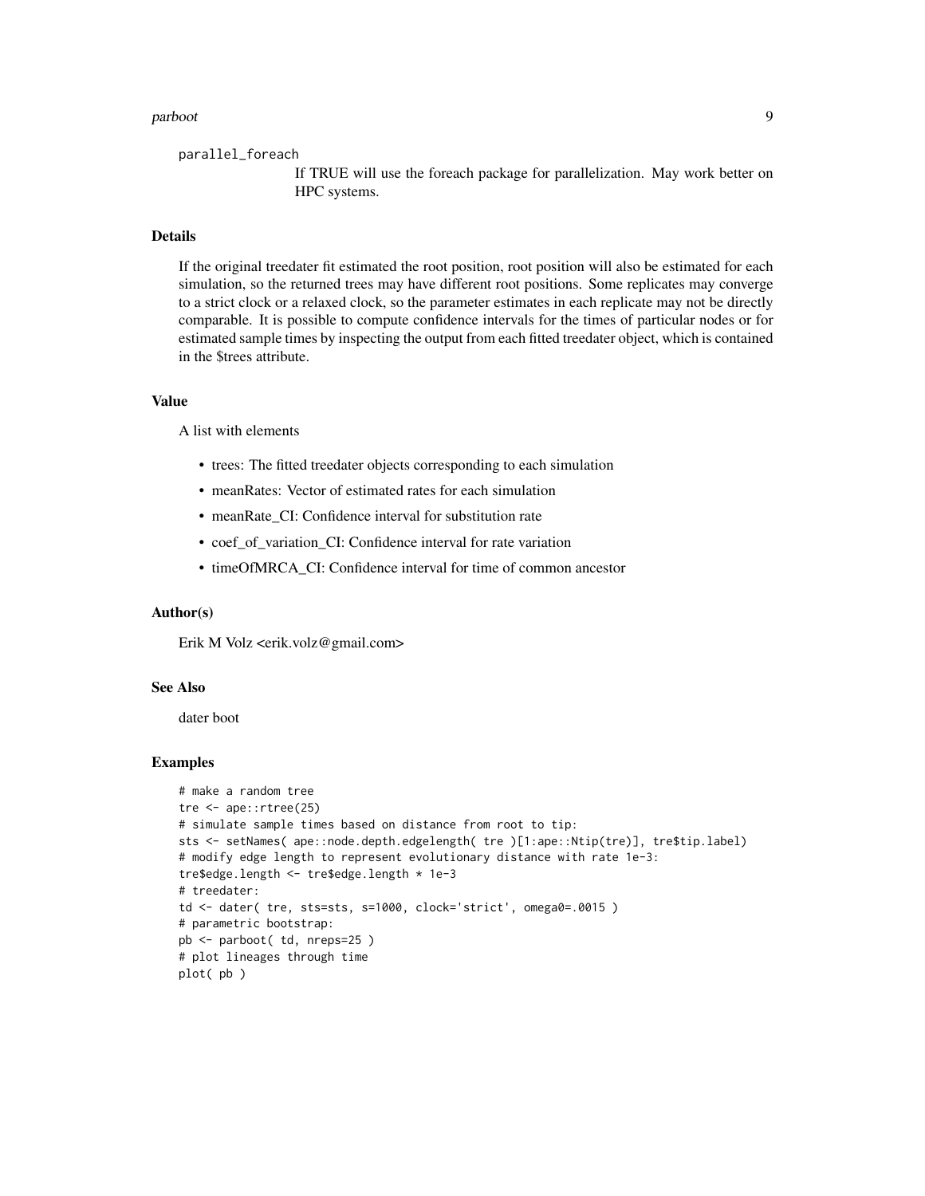parallel_foreach
: If TRUE will use the foreach package for parallelization. May work better on HPC systems.

### Details

If the original treedater fit estimated the root position, root position will also be estimated for each simulation, so the returned trees may have different root positions. Some replicates may converge to a strict clock or a relaxed clock, so the parameter estimates in each replicate may not be directly comparable. It is possible to compute confidence intervals for the times of particular nodes or for estimated sample times by inspecting the output from each fitted treedater object, which is contained in the $trees attribute.

### Value

A list with elements

- trees: The fitted treedater objects corresponding to each simulation
- meanRates: Vector of estimated rates for each simulation
- meanRate_CI: Confidence interval for substitution rate
- coef_of_variation_CI: Confidence interval for rate variation
- timeOfMRCA_CI: Confidence interval for time of common ancestor

### Author(s)

Erik M Volz <erik.volz@gmail.com>

### See Also

dater boot

### Examples

```
# make a random tree
tre <- ape::rtree(25)
# simulate sample times based on distance from root to tip:
sts <- setNames( ape::node.depth.edgelength( tre )[1:ape::Ntip(tre)], tre$tip.label)
# modify edge length to represent evolutionary distance with rate 1e-3:
tre$edge.length <- tre$edge.length * 1e-3
# treedater:
td <- dater( tre, sts=sts, s=1000, clock='strict', omega0=.0015 )
# parametric bootstrap:
pb <- parboot( td, nreps=25 )
# plot lineages through time
plot( pb )
```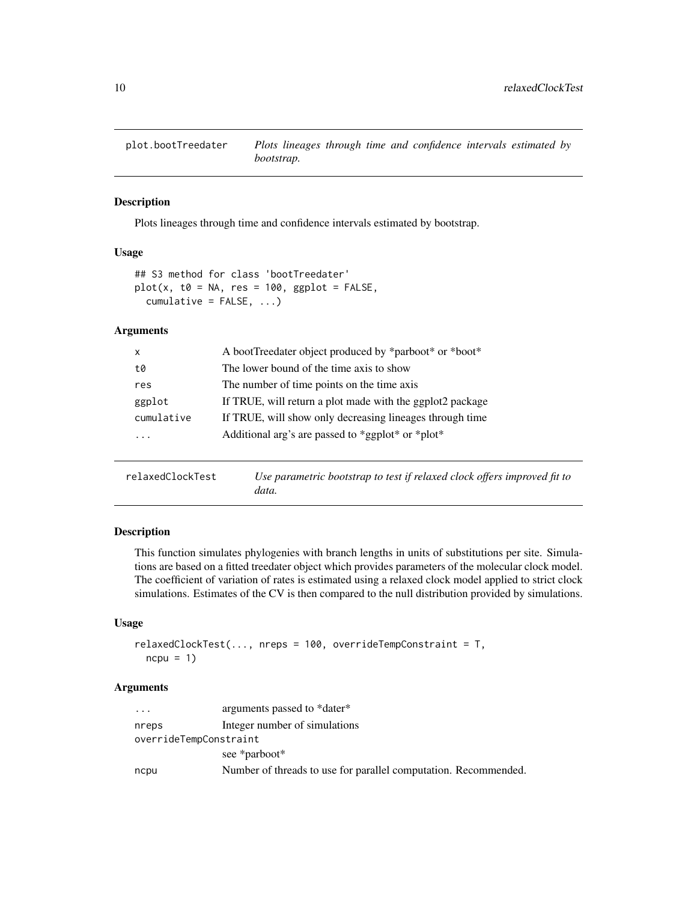## plot.bootTreedater

*Plots lineages through time and confidence intervals estimated by bootstrap.*

### Description

Plots lineages through time and confidence intervals estimated by bootstrap.

### Usage

```
## S3 method for class 'bootTreedater'
plot(x, t0 = NA, res = 100, ggplot = FALSE,
  cumulative = FALSE, ...)
```

### Arguments

| | |
|---|---|
| x | A bootTreedater object produced by *parboot* or *boot* |
| t0 | The lower bound of the time axis to show |
| res | The number of time points on the time axis |
| ggplot | If TRUE, will return a plot made with the ggplot2 package |
| cumulative | If TRUE, will show only decreasing lineages through time |
| ... | Additional arg's are passed to *ggplot* or *plot* |

## relaxedClockTest

*Use parametric bootstrap to test if relaxed clock offers improved fit to data.*

### Description

This function simulates phylogenies with branch lengths in units of substitutions per site. Simulations are based on a fitted treedater object which provides parameters of the molecular clock model. The coefficient of variation of rates is estimated using a relaxed clock model applied to strict clock simulations. Estimates of the CV is then compared to the null distribution provided by simulations.

### Usage

```
relaxedClockTest(..., nreps = 100, overrideTempConstraint = T,
  ncpu = 1)
```

### Arguments

| | |
|---|---|
| ... | arguments passed to *dater* |
| nreps | Integer number of simulations |
| overrideTempConstraint | see *parboot* |
| ncpu | Number of threads to use for parallel computation. Recommended. |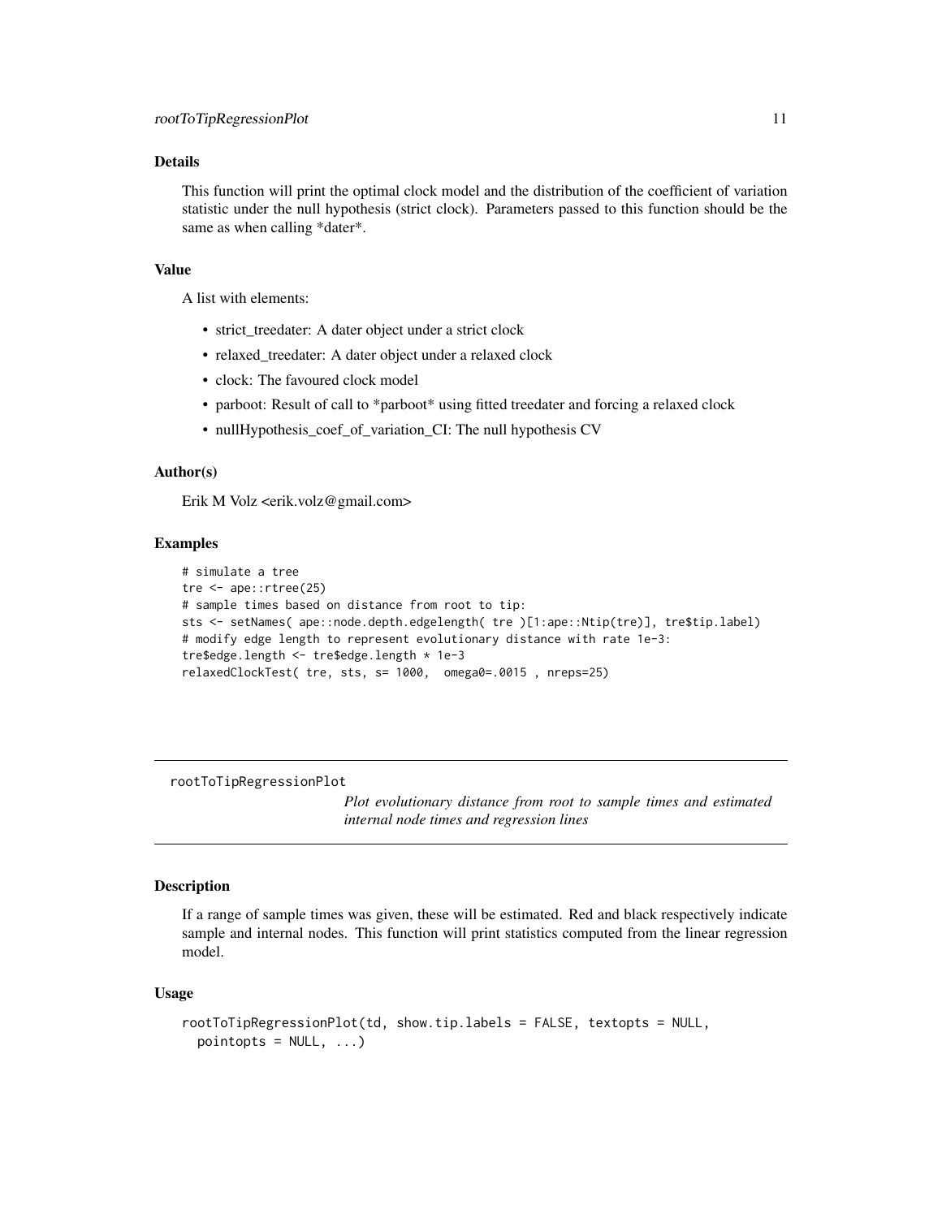### Details

This function will print the optimal clock model and the distribution of the coefficient of variation statistic under the null hypothesis (strict clock). Parameters passed to this function should be the same as when calling *dater*.

### Value

A list with elements:

- strict_treedater: A dater object under a strict clock
- relaxed_treedater: A dater object under a relaxed clock
- clock: The favoured clock model
- parboot: Result of call to *parboot* using fitted treedater and forcing a relaxed clock
- nullHypothesis_coef_of_variation_CI: The null hypothesis CV

### Author(s)

Erik M Volz <erik.volz@gmail.com>

### Examples

```
# simulate a tree
tre <- ape::rtree(25)
# sample times based on distance from root to tip:
sts <- setNames( ape::node.depth.edgelength( tre )[1:ape::Ntip(tre)], tre$tip.label)
# modify edge length to represent evolutionary distance with rate 1e-3:
tre$edge.length <- tre$edge.length * 1e-3
relaxedClockTest( tre, sts, s= 1000,  omega0=.0015 , nreps=25)
```

---

## rootToTipRegressionPlot

*Plot evolutionary distance from root to sample times and estimated internal node times and regression lines*

---

### Description

If a range of sample times was given, these will be estimated. Red and black respectively indicate sample and internal nodes. This function will print statistics computed from the linear regression model.

### Usage

```
rootToTipRegressionPlot(td, show.tip.labels = FALSE, textopts = NULL,
  pointopts = NULL, ...)
```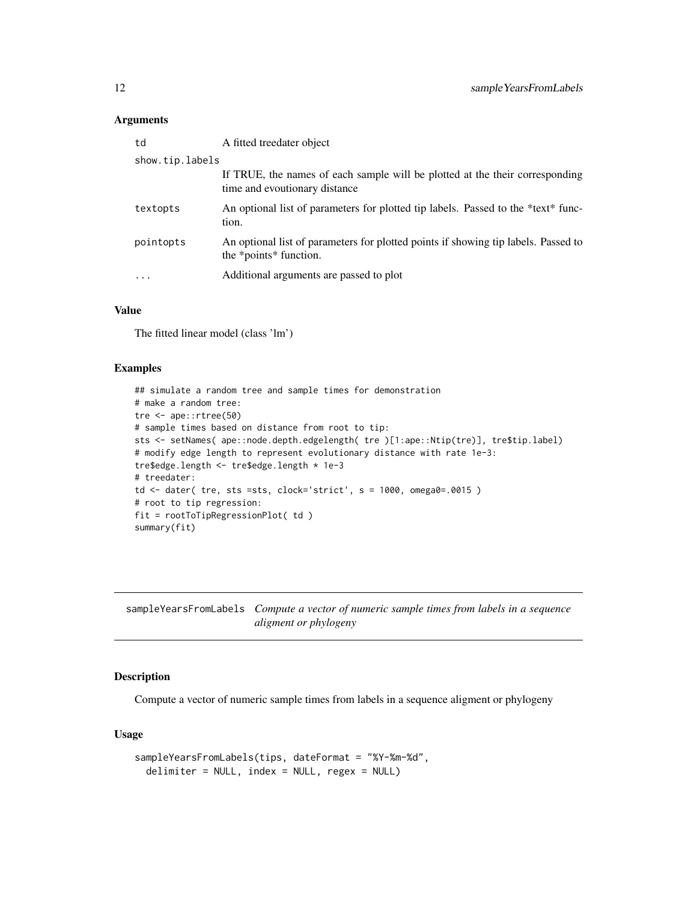### Arguments

| | |
|---|---|
| td | A fitted treedater object |
| show.tip.labels | If TRUE, the names of each sample will be plotted at the their corresponding time and evoutionary distance |
| textopts | An optional list of parameters for plotted tip labels. Passed to the *text* function. |
| pointopts | An optional list of parameters for plotted points if showing tip labels. Passed to the *points* function. |
| ... | Additional arguments are passed to plot |

### Value

The fitted linear model (class 'lm')

### Examples

```
## simulate a random tree and sample times for demonstration
# make a random tree:
tre <- ape::rtree(50)
# sample times based on distance from root to tip:
sts <- setNames( ape::node.depth.edgelength( tre )[1:ape::Ntip(tre)], tre$tip.label)
# modify edge length to represent evolutionary distance with rate 1e-3:
tre$edge.length <- tre$edge.length * 1e-3
# treedater:
td <- dater( tre, sts =sts, clock='strict', s = 1000, omega0=.0015 )
# root to tip regression:
fit = rootToTipRegressionPlot( td )
summary(fit)
```

---

## sampleYearsFromLabels *Compute a vector of numeric sample times from labels in a sequence aligment or phylogeny*

### Description

Compute a vector of numeric sample times from labels in a sequence aligment or phylogeny

### Usage

```
sampleYearsFromLabels(tips, dateFormat = "%Y-%m-%d",
  delimiter = NULL, index = NULL, regex = NULL)
```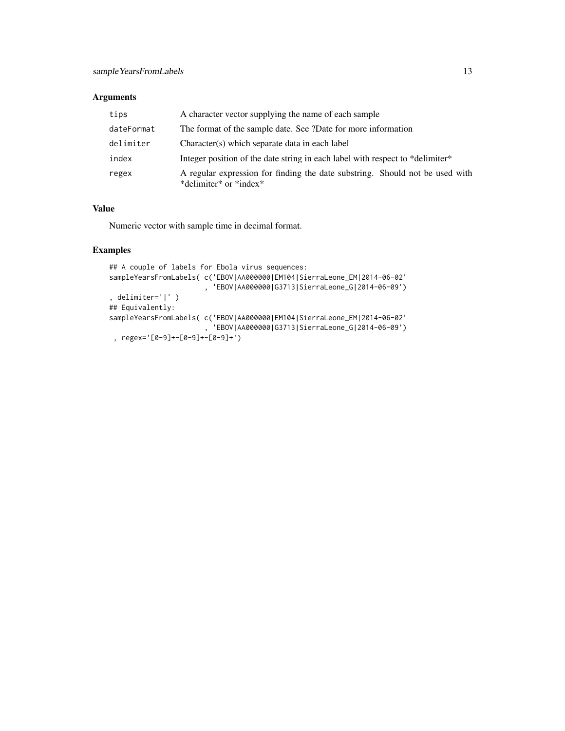## Arguments

| | |
|---|---|
| tips | A character vector supplying the name of each sample |
| dateFormat | The format of the sample date. See ?Date for more information |
| delimiter | Character(s) which separate data in each label |
| index | Integer position of the date string in each label with respect to *delimiter* |
| regex | A regular expression for finding the date substring. Should not be used with *delimiter* or *index* |

## Value

Numeric vector with sample time in decimal format.

## Examples

```
## A couple of labels for Ebola virus sequences:
sampleYearsFromLabels( c('EBOV|AA000000|EM104|SierraLeone_EM|2014-06-02'
                       , 'EBOV|AA000000|G3713|SierraLeone_G|2014-06-09')
, delimiter='|' )
## Equivalently:
sampleYearsFromLabels( c('EBOV|AA000000|EM104|SierraLeone_EM|2014-06-02'
                       , 'EBOV|AA000000|G3713|SierraLeone_G|2014-06-09')
 , regex='[0-9]+-[0-9]+-[0-9]+')
```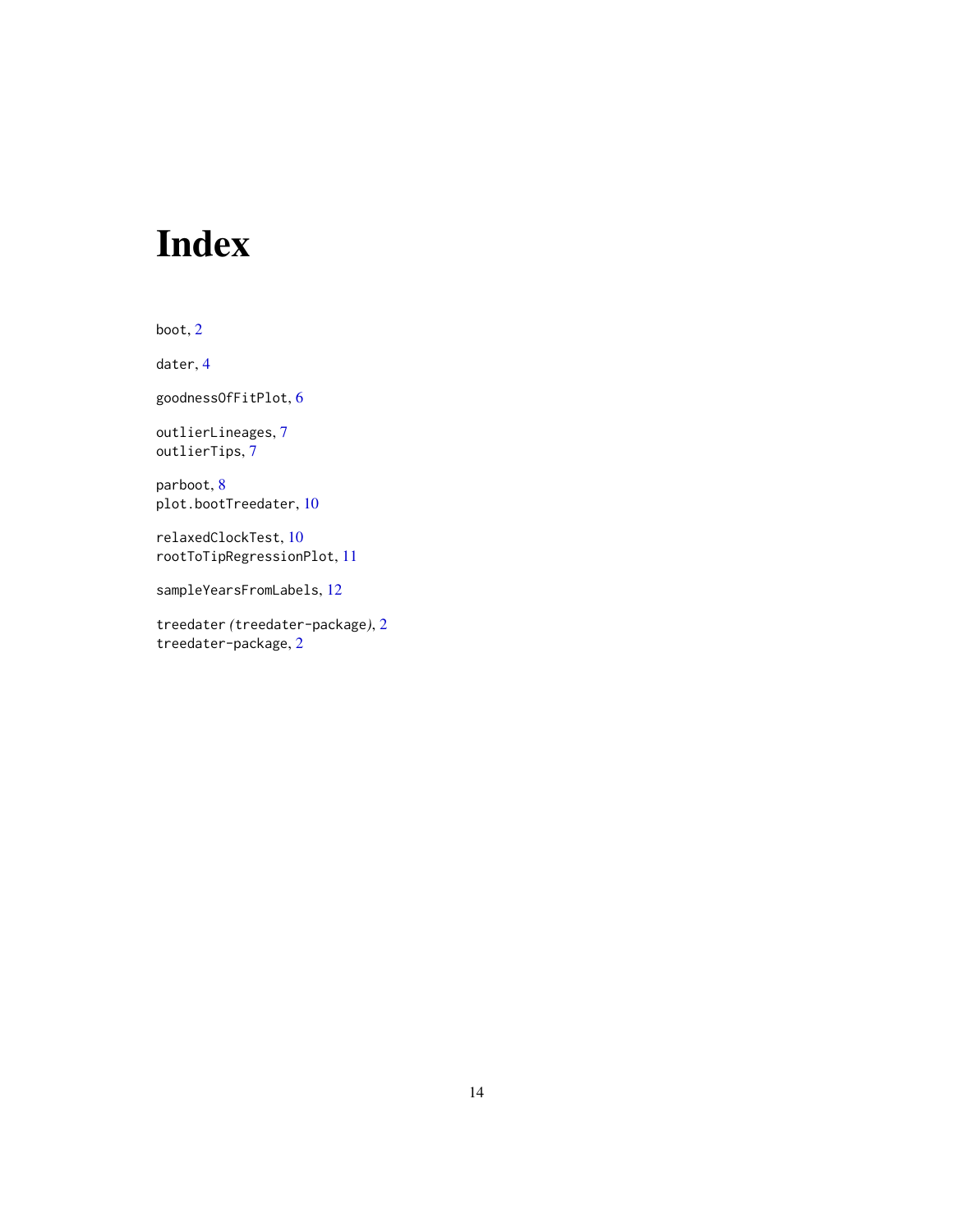# Index

boot, 2

dater, 4

goodnessOfFitPlot, 6

outlierLineages, 7
outlierTips, 7

parboot, 8
plot.bootTreedater, 10

relaxedClockTest, 10
rootToTipRegressionPlot, 11

sampleYearsFromLabels, 12

treedater (treedater-package), 2
treedater-package, 2